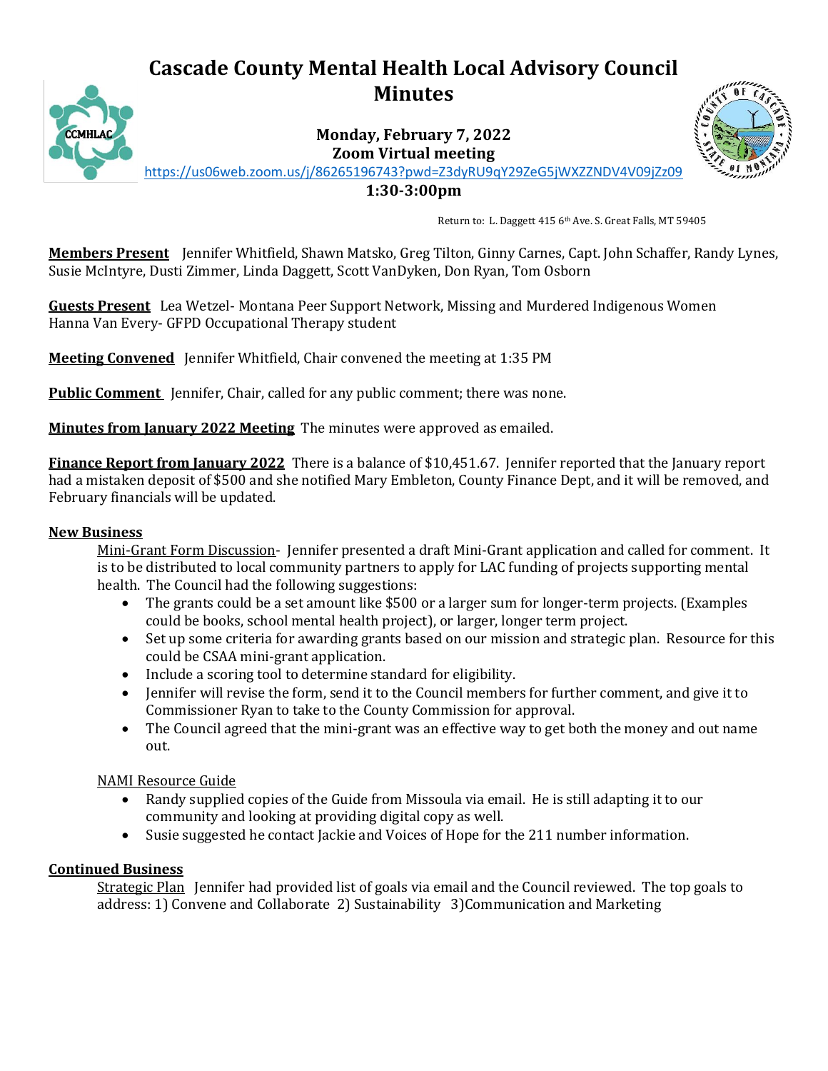# Cascade County Mental Health Local Advisory Council Minutes

**Monday, February 7, 2022**
**Zoom Virtual meeting**
https://us06web.zoom.us/j/86265196743?pwd=Z3dyRU9qY29ZeG5jWXZZNDV4V09jZz09
**1:30-3:00pm**

Return to: L. Daggett 415 6th Ave. S. Great Falls, MT 59405

**Members Present** Jennifer Whitfield, Shawn Matsko, Greg Tilton, Ginny Carnes, Capt. John Schaffer, Randy Lynes, Susie McIntyre, Dusti Zimmer, Linda Daggett, Scott VanDyken, Don Ryan, Tom Osborn

**Guests Present** Lea Wetzel- Montana Peer Support Network, Missing and Murdered Indigenous Women
Hanna Van Every- GFPD Occupational Therapy student

**Meeting Convened** Jennifer Whitfield, Chair convened the meeting at 1:35 PM

**Public Comment** Jennifer, Chair, called for any public comment; there was none.

**Minutes from January 2022 Meeting** The minutes were approved as emailed.

**Finance Report from January 2022** There is a balance of $10,451.67. Jennifer reported that the January report had a mistaken deposit of $500 and she notified Mary Embleton, County Finance Dept, and it will be removed, and February financials will be updated.

**New Business**

Mini-Grant Form Discussion- Jennifer presented a draft Mini-Grant application and called for comment. It is to be distributed to local community partners to apply for LAC funding of projects supporting mental health. The Council had the following suggestions:

- The grants could be a set amount like $500 or a larger sum for longer-term projects. (Examples could be books, school mental health project), or larger, longer term project.
- Set up some criteria for awarding grants based on our mission and strategic plan. Resource for this could be CSAA mini-grant application.
- Include a scoring tool to determine standard for eligibility.
- Jennifer will revise the form, send it to the Council members for further comment, and give it to Commissioner Ryan to take to the County Commission for approval.
- The Council agreed that the mini-grant was an effective way to get both the money and out name out.

NAMI Resource Guide

- Randy supplied copies of the Guide from Missoula via email. He is still adapting it to our community and looking at providing digital copy as well.
- Susie suggested he contact Jackie and Voices of Hope for the 211 number information.

**Continued Business**

Strategic Plan Jennifer had provided list of goals via email and the Council reviewed. The top goals to address: 1) Convene and Collaborate 2) Sustainability 3)Communication and Marketing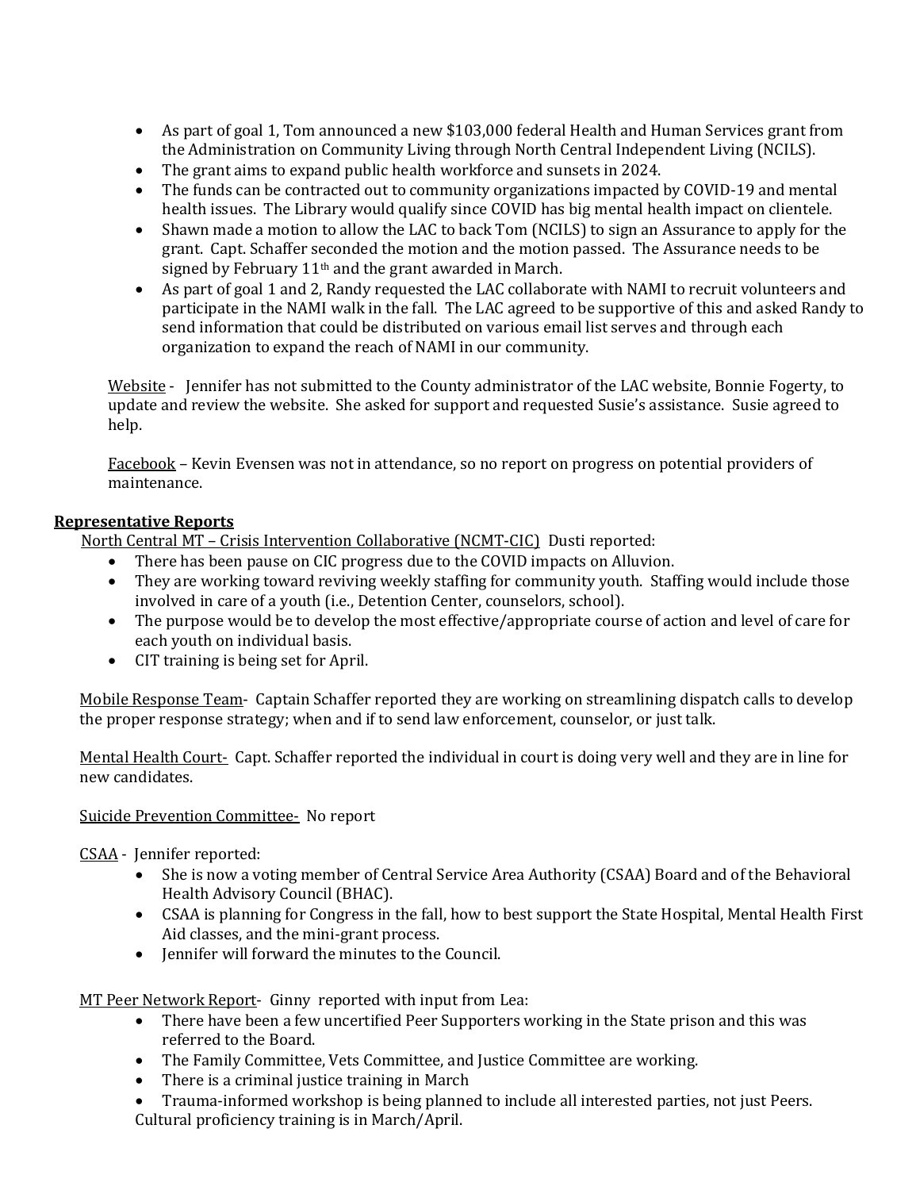- As part of goal 1, Tom announced a new $103,000 federal Health and Human Services grant from the Administration on Community Living through North Central Independent Living (NCILS).
- The grant aims to expand public health workforce and sunsets in 2024.
- The funds can be contracted out to community organizations impacted by COVID-19 and mental health issues. The Library would qualify since COVID has big mental health impact on clientele.
- Shawn made a motion to allow the LAC to back Tom (NCILS) to sign an Assurance to apply for the grant. Capt. Schaffer seconded the motion and the motion passed. The Assurance needs to be signed by February 11th and the grant awarded in March.
- As part of goal 1 and 2, Randy requested the LAC collaborate with NAMI to recruit volunteers and participate in the NAMI walk in the fall. The LAC agreed to be supportive of this and asked Randy to send information that could be distributed on various email list serves and through each organization to expand the reach of NAMI in our community.

Website - Jennifer has not submitted to the County administrator of the LAC website, Bonnie Fogerty, to update and review the website. She asked for support and requested Susie's assistance. Susie agreed to help.

Facebook – Kevin Evensen was not in attendance, so no report on progress on potential providers of maintenance.

**Representative Reports**

North Central MT – Crisis Intervention Collaborative (NCMT-CIC) Dusti reported:

- There has been pause on CIC progress due to the COVID impacts on Alluvion.
- They are working toward reviving weekly staffing for community youth. Staffing would include those involved in care of a youth (i.e., Detention Center, counselors, school).
- The purpose would be to develop the most effective/appropriate course of action and level of care for each youth on individual basis.
- CIT training is being set for April.

Mobile Response Team- Captain Schaffer reported they are working on streamlining dispatch calls to develop the proper response strategy; when and if to send law enforcement, counselor, or just talk.

Mental Health Court- Capt. Schaffer reported the individual in court is doing very well and they are in line for new candidates.

Suicide Prevention Committee- No report

CSAA - Jennifer reported:

- She is now a voting member of Central Service Area Authority (CSAA) Board and of the Behavioral Health Advisory Council (BHAC).
- CSAA is planning for Congress in the fall, how to best support the State Hospital, Mental Health First Aid classes, and the mini-grant process.
- Jennifer will forward the minutes to the Council.

MT Peer Network Report- Ginny reported with input from Lea:

- There have been a few uncertified Peer Supporters working in the State prison and this was referred to the Board.
- The Family Committee, Vets Committee, and Justice Committee are working.
- There is a criminal justice training in March
- Trauma-informed workshop is being planned to include all interested parties, not just Peers. Cultural proficiency training is in March/April.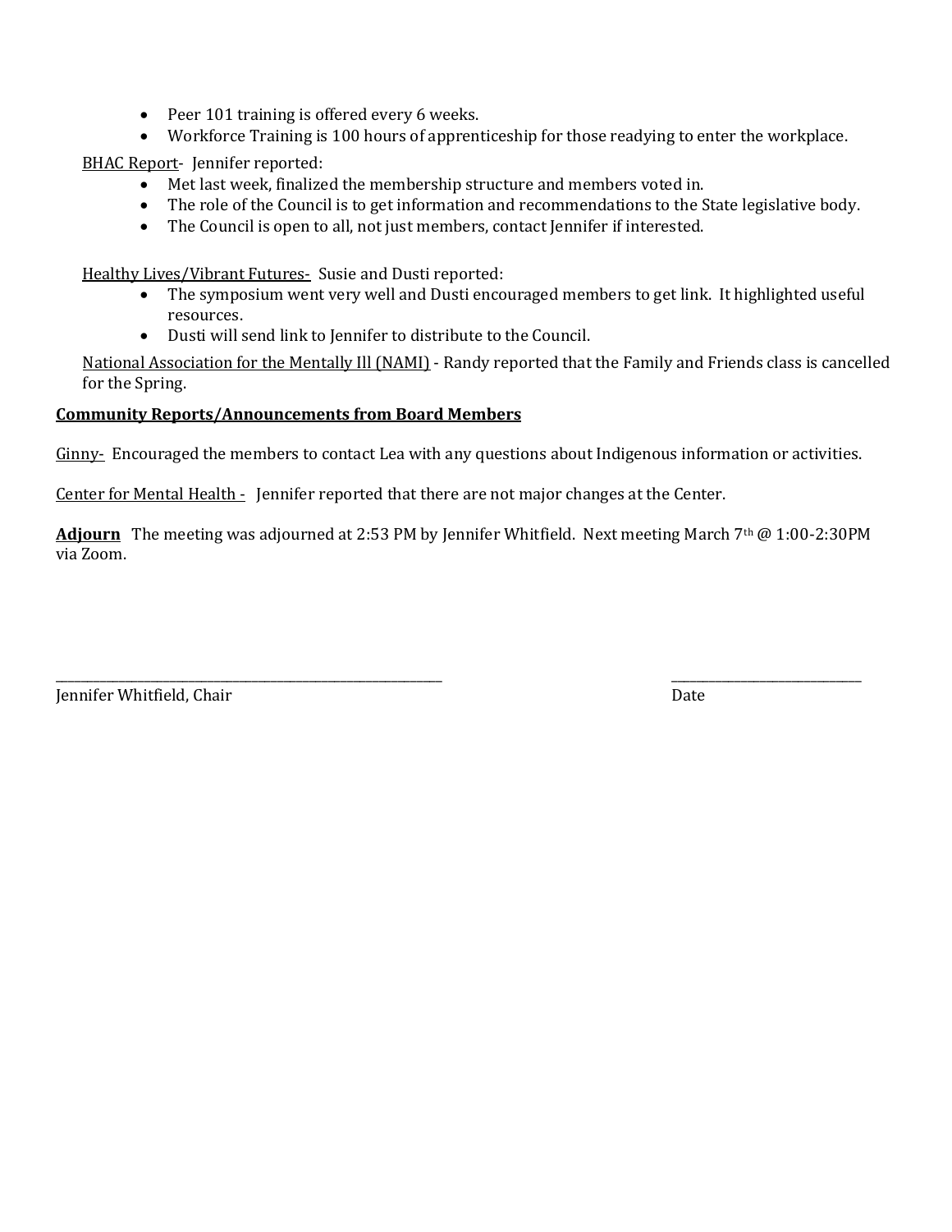- Peer 101 training is offered every 6 weeks.
- Workforce Training is 100 hours of apprenticeship for those readying to enter the workplace.

BHAC Report- Jennifer reported:

- Met last week, finalized the membership structure and members voted in.
- The role of the Council is to get information and recommendations to the State legislative body.
- The Council is open to all, not just members, contact Jennifer if interested.

Healthy Lives/Vibrant Futures- Susie and Dusti reported:

- The symposium went very well and Dusti encouraged members to get link. It highlighted useful resources.
- Dusti will send link to Jennifer to distribute to the Council.

National Association for the Mentally Ill (NAMI) - Randy reported that the Family and Friends class is cancelled for the Spring.

**Community Reports/Announcements from Board Members**

Ginny- Encouraged the members to contact Lea with any questions about Indigenous information or activities.

Center for Mental Health - Jennifer reported that there are not major changes at the Center.

**Adjourn** The meeting was adjourned at 2:53 PM by Jennifer Whitfield. Next meeting March 7th @ 1:00-2:30PM via Zoom.

\_\_\_\_\_\_\_\_\_\_\_\_\_\_\_\_\_\_\_\_\_\_\_\_\_\_\_\_\_\_\_\_\_\_\_\_\_\_\_\_\_\_\_\_\_\_\_\_\_\_\_\_\_\_\_\_\_\_\_\_\_\_\_\_\_\_\_\_ \_\_\_\_\_\_\_\_\_\_\_\_\_\_\_\_\_\_\_\_\_\_\_\_\_\_\_\_\_\_\_\_

Jennifer Whitfield, Chair Date